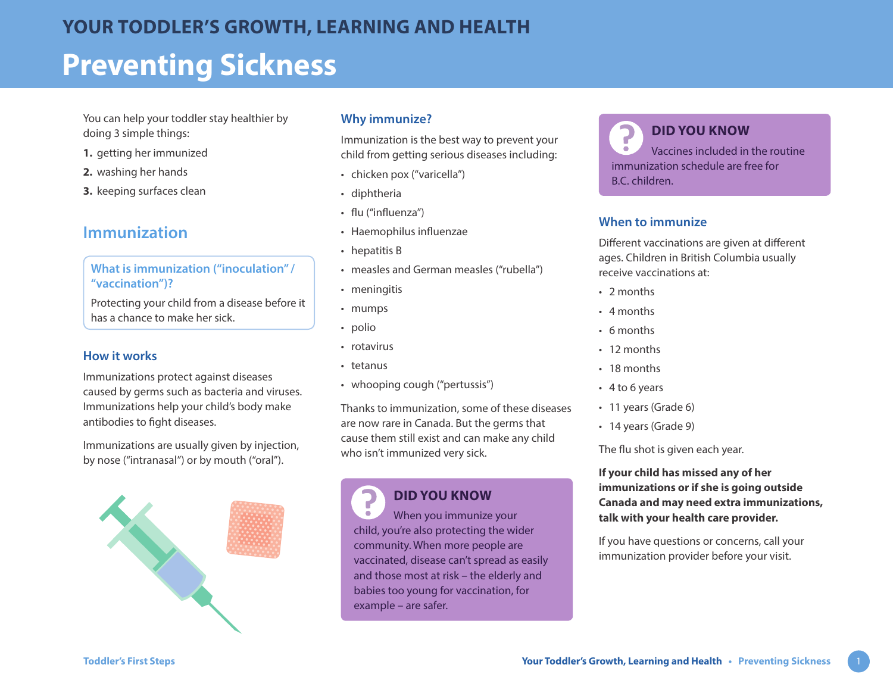# YOUR TODDLER'S GROWTH, LEARNING AND HEALTH

# Preventing Sickness

You can help your toddler stay healthier by doing 3 simple things:

1. getting her immunized
2. washing her hands
3. keeping surfaces clean

## Immunization

### What is immunization ("inoculation" / "vaccination")?

Protecting your child from a disease before it has a chance to make her sick.

### How it works

Immunizations protect against diseases caused by germs such as bacteria and viruses. Immunizations help your child's body make antibodies to fight diseases.

Immunizations are usually given by injection, by nose ("intranasal") or by mouth ("oral").

### Why immunize?

Immunization is the best way to prevent your child from getting serious diseases including:

- chicken pox ("varicella")
- diphtheria
- flu ("influenza")
- Haemophilus influenzae
- hepatitis B
- measles and German measles ("rubella")
- meningitis
- mumps
- polio
- rotavirus
- tetanus
- whooping cough ("pertussis")

Thanks to immunization, some of these diseases are now rare in Canada. But the germs that cause them still exist and can make any child who isn't immunized very sick.

> **DID YOU KNOW**
>
> When you immunize your child, you're also protecting the wider community. When more people are vaccinated, disease can't spread as easily and those most at risk – the elderly and babies too young for vaccination, for example – are safer.

> **DID YOU KNOW**
>
> Vaccines included in the routine immunization schedule are free for B.C. children.

### When to immunize

Different vaccinations are given at different ages. Children in British Columbia usually receive vaccinations at:

- 2 months
- 4 months
- 6 months
- 12 months
- 18 months
- 4 to 6 years
- 11 years (Grade 6)
- 14 years (Grade 9)

The flu shot is given each year.

**If your child has missed any of her immunizations or if she is going outside Canada and may need extra immunizations, talk with your health care provider.**

If you have questions or concerns, call your immunization provider before your visit.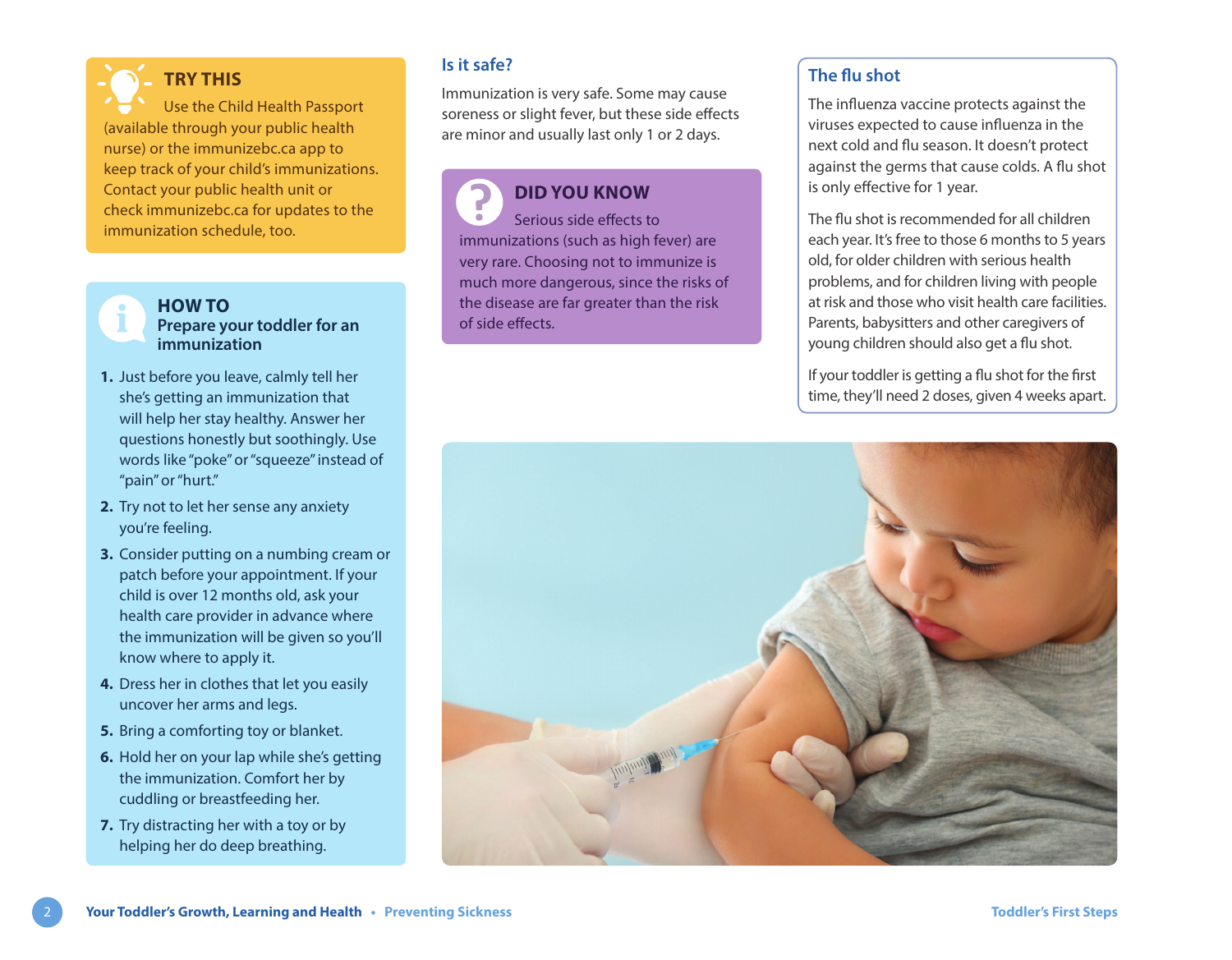### TRY THIS

Use the Child Health Passport (available through your public health nurse) or the immunizebc.ca app to keep track of your child's immunizations. Contact your public health unit or check immunizebc.ca for updates to the immunization schedule, too.

### HOW TO
**Prepare your toddler for an immunization**

1. Just before you leave, calmly tell her she's getting an immunization that will help her stay healthy. Answer her questions honestly but soothingly. Use words like "poke" or "squeeze" instead of "pain" or "hurt."
2. Try not to let her sense any anxiety you're feeling.
3. Consider putting on a numbing cream or patch before your appointment. If your child is over 12 months old, ask your health care provider in advance where the immunization will be given so you'll know where to apply it.
4. Dress her in clothes that let you easily uncover her arms and legs.
5. Bring a comforting toy or blanket.
6. Hold her on your lap while she's getting the immunization. Comfort her by cuddling or breastfeeding her.
7. Try distracting her with a toy or by helping her do deep breathing.

## Is it safe?

Immunization is very safe. Some may cause soreness or slight fever, but these side effects are minor and usually last only 1 or 2 days.

### DID YOU KNOW

Serious side effects to immunizations (such as high fever) are very rare. Choosing not to immunize is much more dangerous, since the risks of the disease are far greater than the risk of side effects.

## The flu shot

The influenza vaccine protects against the viruses expected to cause influenza in the next cold and flu season. It doesn't protect against the germs that cause colds. A flu shot is only effective for 1 year.

The flu shot is recommended for all children each year. It's free to those 6 months to 5 years old, for older children with serious health problems, and for children living with people at risk and those who visit health care facilities. Parents, babysitters and other caregivers of young children should also get a flu shot.

If your toddler is getting a flu shot for the first time, they'll need 2 doses, given 4 weeks apart.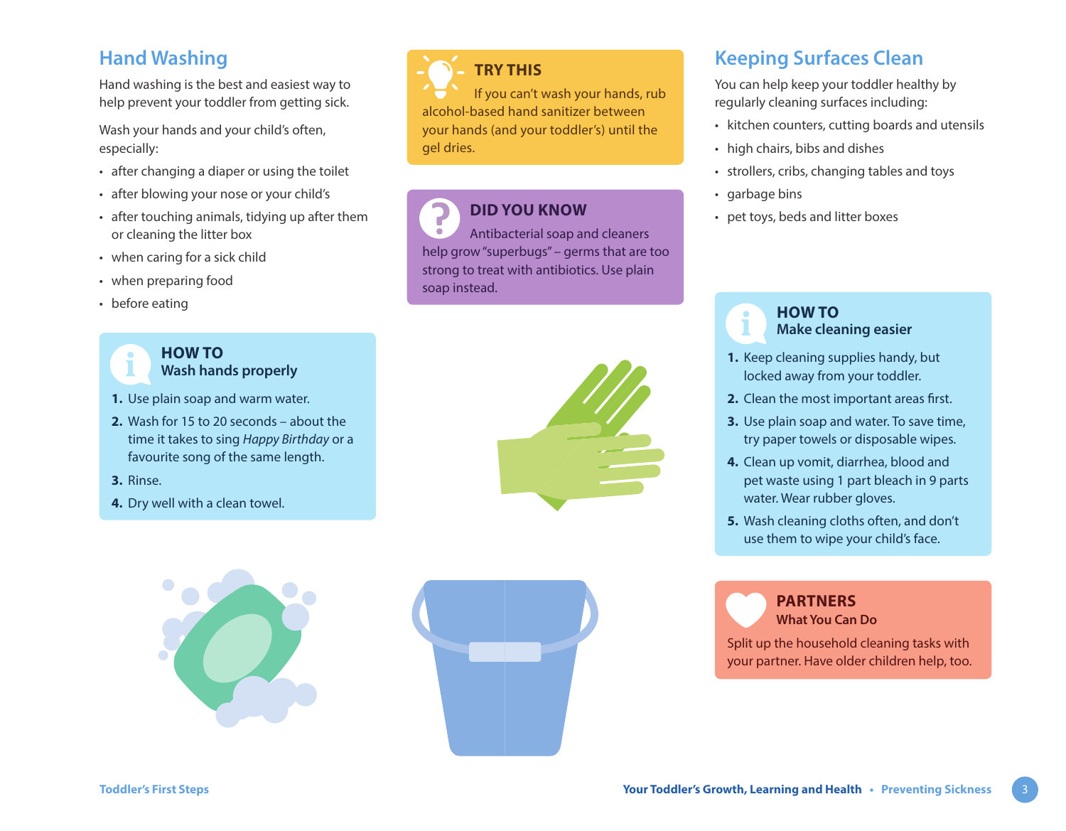## Hand Washing

Hand washing is the best and easiest way to help prevent your toddler from getting sick.

Wash your hands and your child's often, especially:

- after changing a diaper or using the toilet
- after blowing your nose or your child's
- after touching animals, tidying up after them or cleaning the litter box
- when caring for a sick child
- when preparing food
- before eating

### HOW TO
**Wash hands properly**

1. Use plain soap and warm water.
2. Wash for 15 to 20 seconds – about the time it takes to sing *Happy Birthday* or a favourite song of the same length.
3. Rinse.
4. Dry well with a clean towel.

### TRY THIS

If you can't wash your hands, rub alcohol-based hand sanitizer between your hands (and your toddler's) until the gel dries.

### DID YOU KNOW

Antibacterial soap and cleaners help grow "superbugs" – germs that are too strong to treat with antibiotics. Use plain soap instead.

## Keeping Surfaces Clean

You can help keep your toddler healthy by regularly cleaning surfaces including:

- kitchen counters, cutting boards and utensils
- high chairs, bibs and dishes
- strollers, cribs, changing tables and toys
- garbage bins
- pet toys, beds and litter boxes

### HOW TO
**Make cleaning easier**

1. Keep cleaning supplies handy, but locked away from your toddler.
2. Clean the most important areas first.
3. Use plain soap and water. To save time, try paper towels or disposable wipes.
4. Clean up vomit, diarrhea, blood and pet waste using 1 part bleach in 9 parts water. Wear rubber gloves.
5. Wash cleaning cloths often, and don't use them to wipe your child's face.

### PARTNERS
**What You Can Do**

Split up the household cleaning tasks with your partner. Have older children help, too.